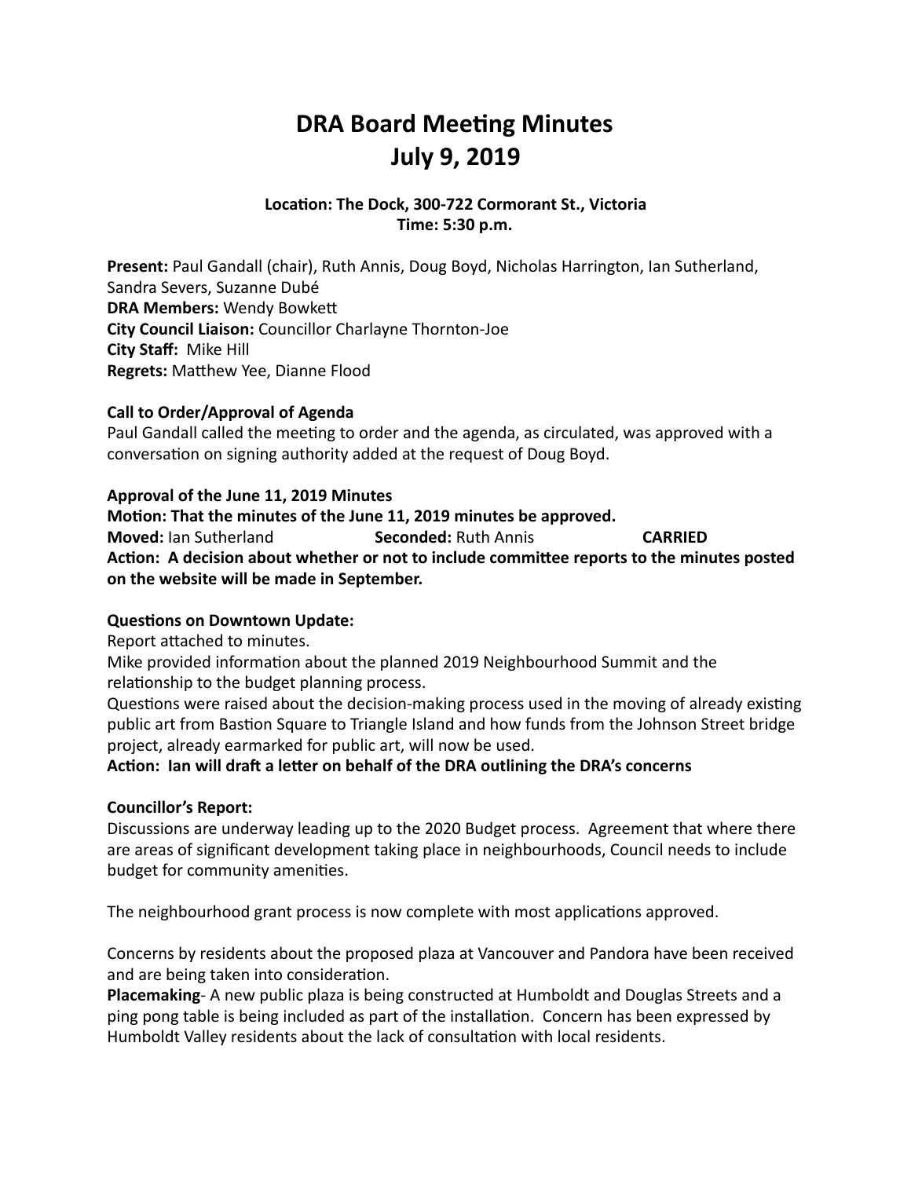# DRA Board Meeting Minutes
# July 9, 2019

**Location: The Dock, 300-722 Cormorant St., Victoria**
**Time: 5:30 p.m.**

**Present:** Paul Gandall (chair), Ruth Annis, Doug Boyd, Nicholas Harrington, Ian Sutherland, Sandra Severs, Suzanne Dubé
**DRA Members:** Wendy Bowkett
**City Council Liaison:** Councillor Charlayne Thornton-Joe
**City Staff:** Mike Hill
**Regrets:** Matthew Yee, Dianne Flood

**Call to Order/Approval of Agenda**
Paul Gandall called the meeting to order and the agenda, as circulated, was approved with a conversation on signing authority added at the request of Doug Boyd.

**Approval of the June 11, 2019 Minutes**
**Motion: That the minutes of the June 11, 2019 minutes be approved.**
**Moved:** Ian Sutherland **Seconded:** Ruth Annis **CARRIED**
**Action: A decision about whether or not to include committee reports to the minutes posted on the website will be made in September.**

**Questions on Downtown Update:**
Report attached to minutes.
Mike provided information about the planned 2019 Neighbourhood Summit and the relationship to the budget planning process.
Questions were raised about the decision-making process used in the moving of already existing public art from Bastion Square to Triangle Island and how funds from the Johnson Street bridge project, already earmarked for public art, will now be used.
**Action: Ian will draft a letter on behalf of the DRA outlining the DRA's concerns**

**Councillor's Report:**
Discussions are underway leading up to the 2020 Budget process. Agreement that where there are areas of significant development taking place in neighbourhoods, Council needs to include budget for community amenities.

The neighbourhood grant process is now complete with most applications approved.

Concerns by residents about the proposed plaza at Vancouver and Pandora have been received and are being taken into consideration.
**Placemaking**- A new public plaza is being constructed at Humboldt and Douglas Streets and a ping pong table is being included as part of the installation. Concern has been expressed by Humboldt Valley residents about the lack of consultation with local residents.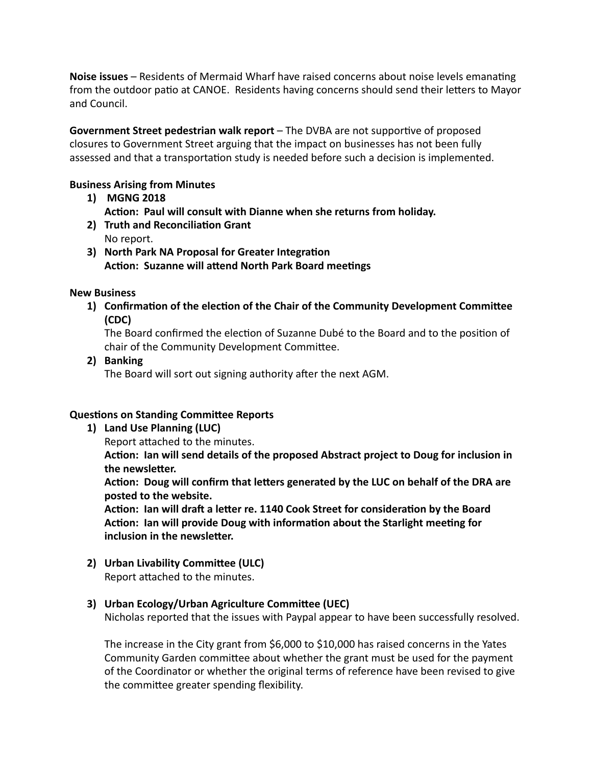**Noise issues** – Residents of Mermaid Wharf have raised concerns about noise levels emanating from the outdoor patio at CANOE. Residents having concerns should send their letters to Mayor and Council.

**Government Street pedestrian walk report** – The DVBA are not supportive of proposed closures to Government Street arguing that the impact on businesses has not been fully assessed and that a transportation study is needed before such a decision is implemented.

**Business Arising from Minutes**

1) **MGNG 2018**
   **Action: Paul will consult with Dianne when she returns from holiday.**
2) **Truth and Reconciliation Grant**
   No report.
3) **North Park NA Proposal for Greater Integration**
   **Action: Suzanne will attend North Park Board meetings**

**New Business**

1) **Confirmation of the election of the Chair of the Community Development Committee (CDC)**
   The Board confirmed the election of Suzanne Dubé to the Board and to the position of chair of the Community Development Committee.
2) **Banking**
   The Board will sort out signing authority after the next AGM.

**Questions on Standing Committee Reports**

1) **Land Use Planning (LUC)**
   Report attached to the minutes.
   **Action: Ian will send details of the proposed Abstract project to Doug for inclusion in the newsletter.**
   **Action: Doug will confirm that letters generated by the LUC on behalf of the DRA are posted to the website.**
   **Action: Ian will draft a letter re. 1140 Cook Street for consideration by the Board**
   **Action: Ian will provide Doug with information about the Starlight meeting for inclusion in the newsletter.**

2) **Urban Livability Committee (ULC)**
   Report attached to the minutes.

3) **Urban Ecology/Urban Agriculture Committee (UEC)**
   Nicholas reported that the issues with Paypal appear to have been successfully resolved.

   The increase in the City grant from $6,000 to $10,000 has raised concerns in the Yates Community Garden committee about whether the grant must be used for the payment of the Coordinator or whether the original terms of reference have been revised to give the committee greater spending flexibility.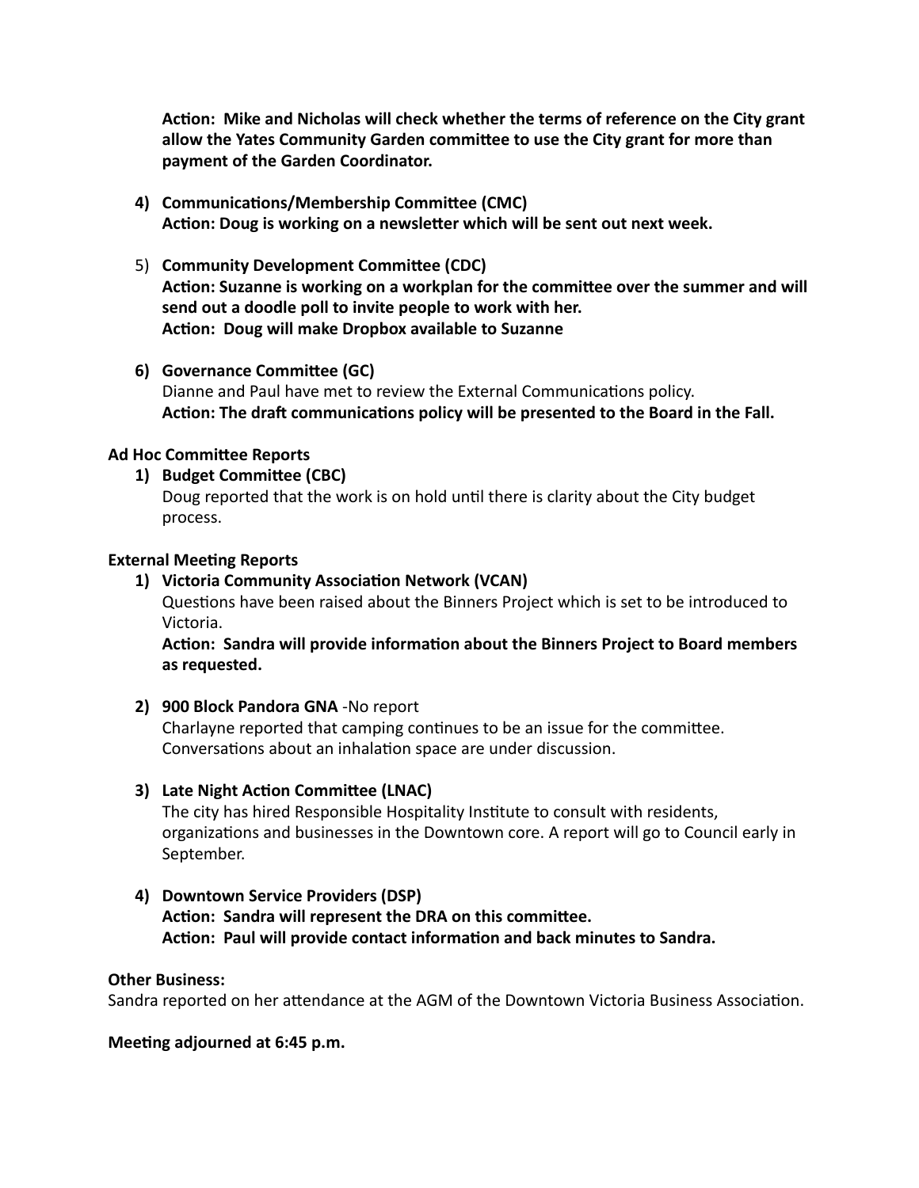**Action: Mike and Nicholas will check whether the terms of reference on the City grant allow the Yates Community Garden committee to use the City grant for more than payment of the Garden Coordinator.**

4) **Communications/Membership Committee (CMC)**
   **Action: Doug is working on a newsletter which will be sent out next week.**

5) **Community Development Committee (CDC)**
   **Action: Suzanne is working on a workplan for the committee over the summer and will send out a doodle poll to invite people to work with her.**
   **Action: Doug will make Dropbox available to Suzanne**

6) **Governance Committee (GC)**
   Dianne and Paul have met to review the External Communications policy.
   **Action: The draft communications policy will be presented to the Board in the Fall.**

**Ad Hoc Committee Reports**

1) **Budget Committee (CBC)**
   Doug reported that the work is on hold until there is clarity about the City budget process.

**External Meeting Reports**

1) **Victoria Community Association Network (VCAN)**
   Questions have been raised about the Binners Project which is set to be introduced to Victoria.
   **Action: Sandra will provide information about the Binners Project to Board members as requested.**

2) **900 Block Pandora GNA** -No report
   Charlayne reported that camping continues to be an issue for the committee. Conversations about an inhalation space are under discussion.

3) **Late Night Action Committee (LNAC)**
   The city has hired Responsible Hospitality Institute to consult with residents, organizations and businesses in the Downtown core. A report will go to Council early in September.

4) **Downtown Service Providers (DSP)**
   **Action: Sandra will represent the DRA on this committee.**
   **Action: Paul will provide contact information and back minutes to Sandra.**

**Other Business:**
Sandra reported on her attendance at the AGM of the Downtown Victoria Business Association.

**Meeting adjourned at 6:45 p.m.**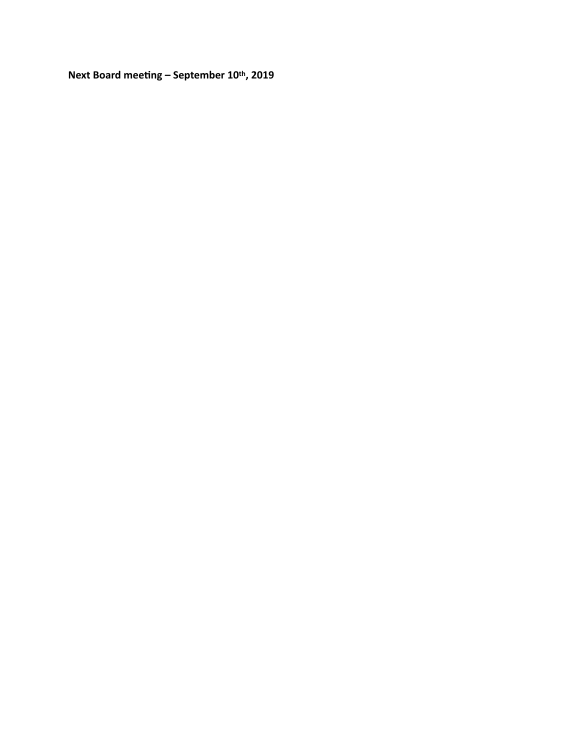**Next Board meeting – September 10th, 2019**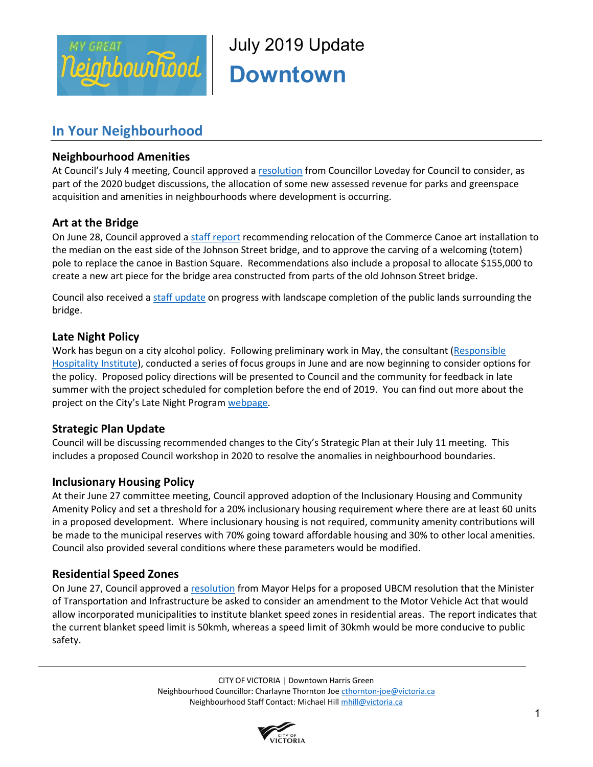# July 2019 Update

# Downtown

## In Your Neighbourhood

### Neighbourhood Amenities

At Council's July 4 meeting, Council approved a resolution from Councillor Loveday for Council to consider, as part of the 2020 budget discussions, the allocation of some new assessed revenue for parks and greenspace acquisition and amenities in neighbourhoods where development is occurring.

### Art at the Bridge

On June 28, Council approved a staff report recommending relocation of the Commerce Canoe art installation to the median on the east side of the Johnson Street bridge, and to approve the carving of a welcoming (totem) pole to replace the canoe in Bastion Square. Recommendations also include a proposal to allocate $155,000 to create a new art piece for the bridge area constructed from parts of the old Johnson Street bridge.

Council also received a staff update on progress with landscape completion of the public lands surrounding the bridge.

### Late Night Policy

Work has begun on a city alcohol policy. Following preliminary work in May, the consultant (Responsible Hospitality Institute), conducted a series of focus groups in June and are now beginning to consider options for the policy. Proposed policy directions will be presented to Council and the community for feedback in late summer with the project scheduled for completion before the end of 2019. You can find out more about the project on the City's Late Night Program webpage.

### Strategic Plan Update

Council will be discussing recommended changes to the City's Strategic Plan at their July 11 meeting. This includes a proposed Council workshop in 2020 to resolve the anomalies in neighbourhood boundaries.

### Inclusionary Housing Policy

At their June 27 committee meeting, Council approved adoption of the Inclusionary Housing and Community Amenity Policy and set a threshold for a 20% inclusionary housing requirement where there are at least 60 units in a proposed development. Where inclusionary housing is not required, community amenity contributions will be made to the municipal reserves with 70% going toward affordable housing and 30% to other local amenities. Council also provided several conditions where these parameters would be modified.

### Residential Speed Zones

On June 27, Council approved a resolution from Mayor Helps for a proposed UBCM resolution that the Minister of Transportation and Infrastructure be asked to consider an amendment to the Motor Vehicle Act that would allow incorporated municipalities to institute blanket speed zones in residential areas. The report indicates that the current blanket speed limit is 50kmh, whereas a speed limit of 30kmh would be more conducive to public safety.

CITY OF VICTORIA | Downtown Harris Green
Neighbourhood Councillor: Charlayne Thornton Joe cthornton-joe@victoria.ca
Neighbourhood Staff Contact: Michael Hill mhill@victoria.ca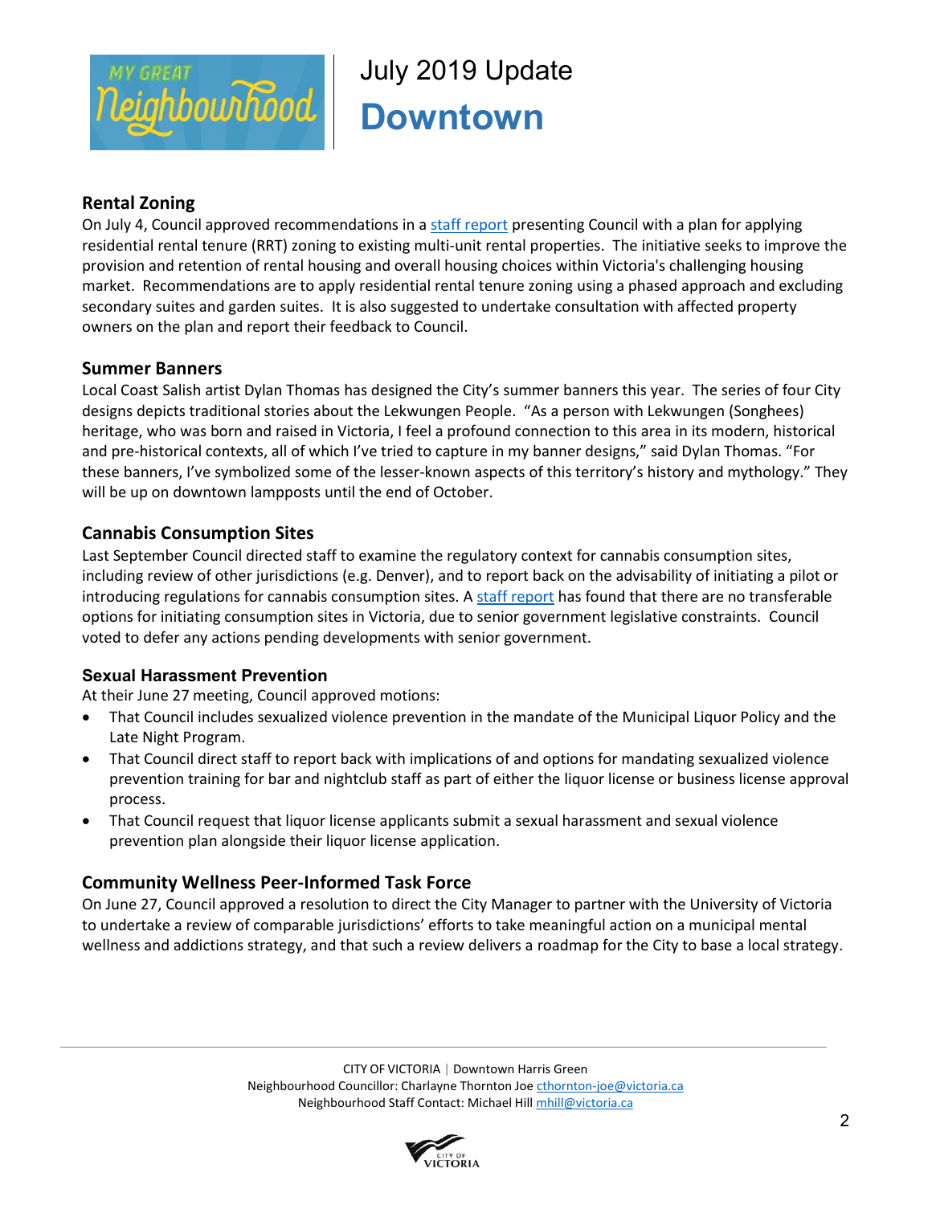# July 2019 Update

## Downtown

### Rental Zoning

On July 4, Council approved recommendations in a staff report presenting Council with a plan for applying residential rental tenure (RRT) zoning to existing multi-unit rental properties. The initiative seeks to improve the provision and retention of rental housing and overall housing choices within Victoria's challenging housing market. Recommendations are to apply residential rental tenure zoning using a phased approach and excluding secondary suites and garden suites. It is also suggested to undertake consultation with affected property owners on the plan and report their feedback to Council.

### Summer Banners

Local Coast Salish artist Dylan Thomas has designed the City's summer banners this year. The series of four City designs depicts traditional stories about the Lekwungen People. "As a person with Lekwungen (Songhees) heritage, who was born and raised in Victoria, I feel a profound connection to this area in its modern, historical and pre-historical contexts, all of which I've tried to capture in my banner designs," said Dylan Thomas. "For these banners, I've symbolized some of the lesser-known aspects of this territory's history and mythology." They will be up on downtown lampposts until the end of October.

### Cannabis Consumption Sites

Last September Council directed staff to examine the regulatory context for cannabis consumption sites, including review of other jurisdictions (e.g. Denver), and to report back on the advisability of initiating a pilot or introducing regulations for cannabis consumption sites. A staff report has found that there are no transferable options for initiating consumption sites in Victoria, due to senior government legislative constraints. Council voted to defer any actions pending developments with senior government.

### Sexual Harassment Prevention

At their June 27 meeting, Council approved motions:

- That Council includes sexualized violence prevention in the mandate of the Municipal Liquor Policy and the Late Night Program.
- That Council direct staff to report back with implications of and options for mandating sexualized violence prevention training for bar and nightclub staff as part of either the liquor license or business license approval process.
- That Council request that liquor license applicants submit a sexual harassment and sexual violence prevention plan alongside their liquor license application.

### Community Wellness Peer-Informed Task Force

On June 27, Council approved a resolution to direct the City Manager to partner with the University of Victoria to undertake a review of comparable jurisdictions' efforts to take meaningful action on a municipal mental wellness and addictions strategy, and that such a review delivers a roadmap for the City to base a local strategy.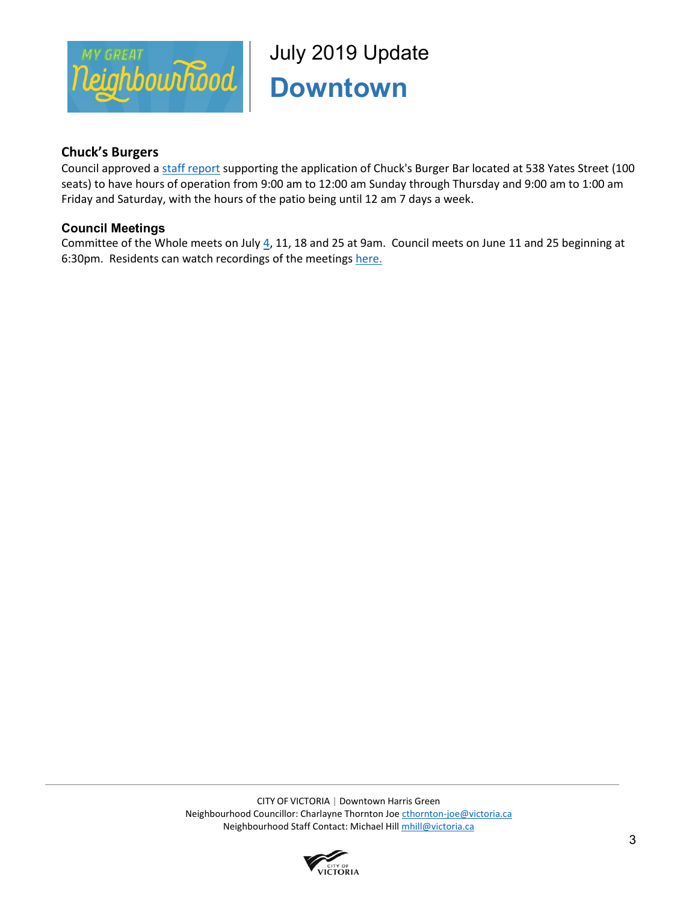July 2019 Update

# Downtown

### Chuck's Burgers

Council approved a staff report supporting the application of Chuck's Burger Bar located at 538 Yates Street (100 seats) to have hours of operation from 9:00 am to 12:00 am Sunday through Thursday and 9:00 am to 1:00 am Friday and Saturday, with the hours of the patio being until 12 am 7 days a week.

### Council Meetings

Committee of the Whole meets on July 4, 11, 18 and 25 at 9am. Council meets on June 11 and 25 beginning at 6:30pm. Residents can watch recordings of the meetings here.

CITY OF VICTORIA | Downtown Harris Green
Neighbourhood Councillor: Charlayne Thornton Joe cthornton-joe@victoria.ca
Neighbourhood Staff Contact: Michael Hill mhill@victoria.ca